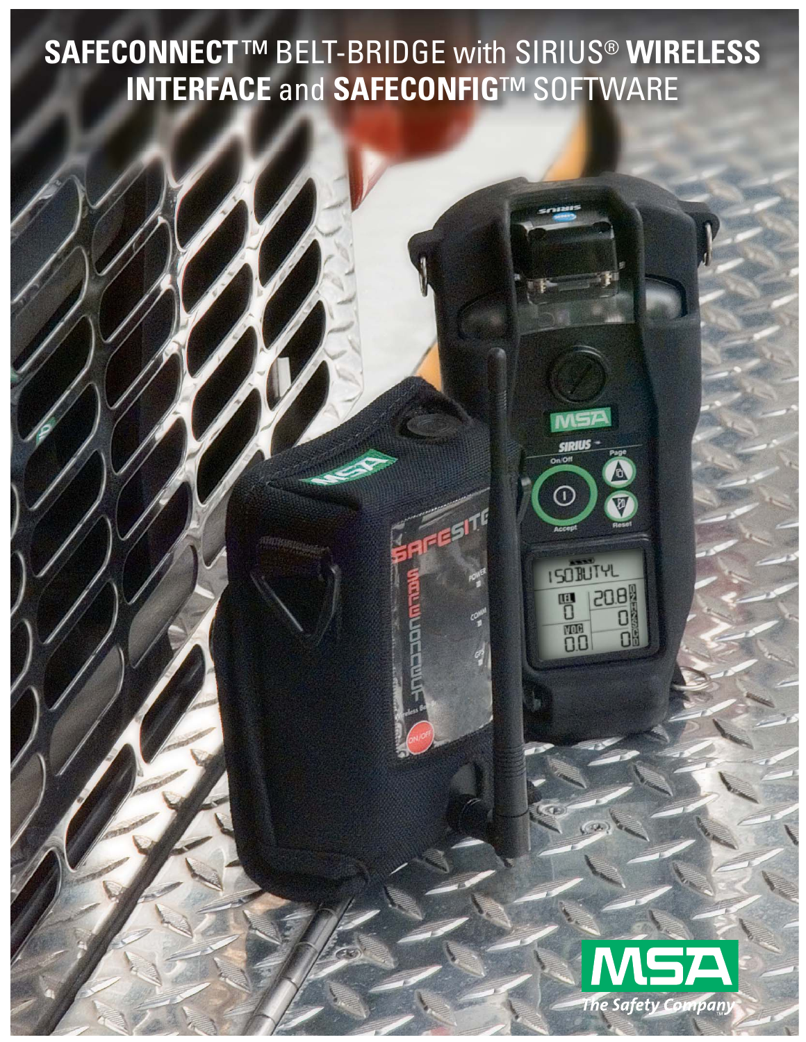# SAFECONNECT™ BELT-BRIDGE with SIRIUS® WIRELESS INTERFACE and SAFECONFIG™ SOFTWARE

MSA

*The Safety Company*™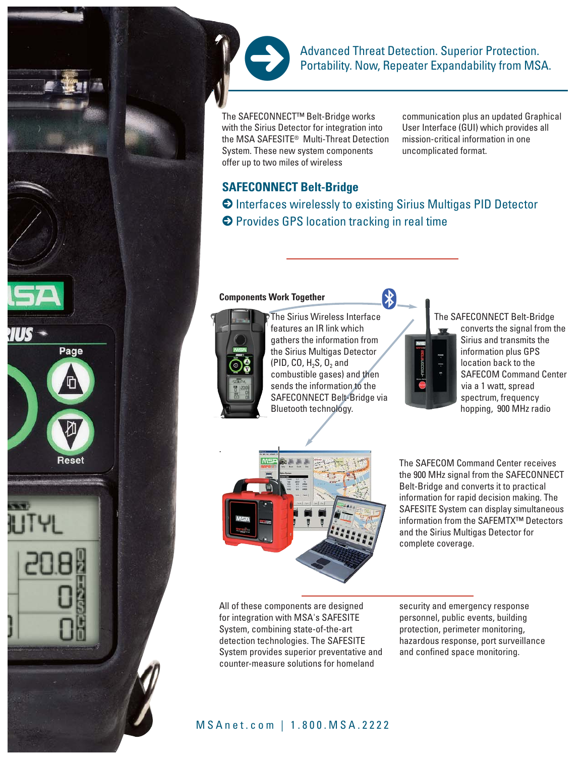## Advanced Threat Detection. Superior Protection. Portability. Now, Repeater Expandability from MSA.

The SAFECONNECT™ Belt-Bridge works with the Sirius Detector for integration into the MSA SAFESITE® Multi-Threat Detection System. These new system components offer up to two miles of wireless communication plus an updated Graphical User Interface (GUI) which provides all mission-critical information in one uncomplicated format.

### SAFECONNECT Belt-Bridge

- Interfaces wirelessly to existing Sirius Multigas PID Detector
- Provides GPS location tracking in real time

#### Components Work Together

The Sirius Wireless Interface features an IR link which gathers the information from the Sirius Multigas Detector (PID, CO, $H_2S$, $O_2$ and combustible gases) and then sends the information to the SAFECONNECT Belt-Bridge via Bluetooth technology.

The SAFECONNECT Belt-Bridge converts the signal from the Sirius and transmits the information plus GPS location back to the SAFECOM Command Center via a 1 watt, spread spectrum, frequency hopping, 900 MHz radio

The SAFECOM Command Center receives the 900 MHz signal from the SAFECONNECT Belt-Bridge and converts it to practical information for rapid decision making. The SAFESITE System can display simultaneous information from the SAFEMTX™ Detectors and the Sirius Multigas Detector for complete coverage.

All of these components are designed for integration with MSA's SAFESITE System, combining state-of-the-art detection technologies. The SAFESITE System provides superior preventative and counter-measure solutions for homeland security and emergency response personnel, public events, building protection, perimeter monitoring, hazardous response, port surveillance and confined space monitoring.

MSAnet.com | 1.800.MSA.2222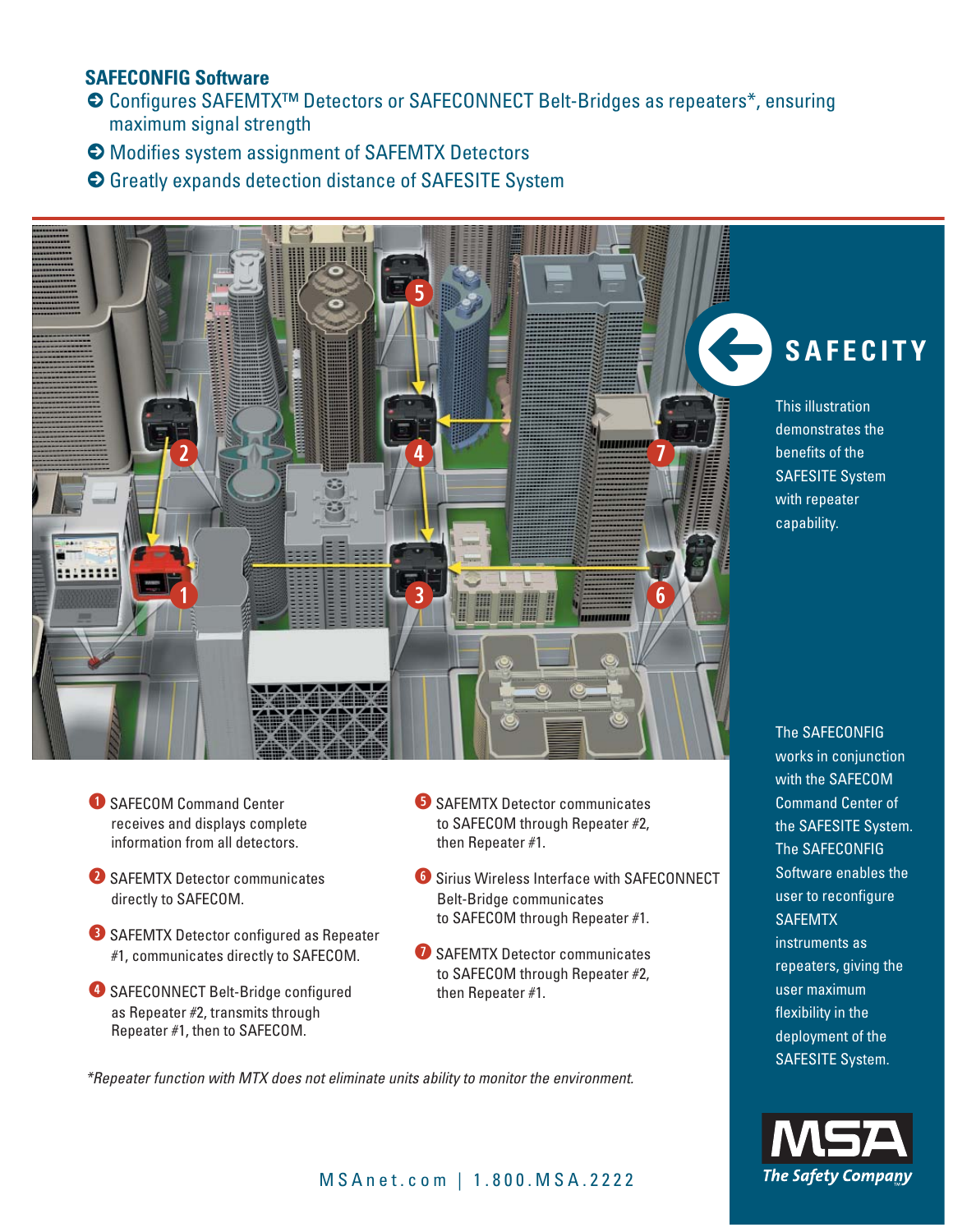## SAFECONFIG Software

- Configures SAFEMTX™ Detectors or SAFECONNECT Belt-Bridges as repeaters*, ensuring maximum signal strength
- Modifies system assignment of SAFEMTX Detectors
- Greatly expands detection distance of SAFESITE System

## SAFECITY

This illustration demonstrates the benefits of the SAFESITE System with repeater capability.

1. SAFECOM Command Center receives and displays complete information from all detectors.
2. SAFEMTX Detector communicates directly to SAFECOM.
3. SAFEMTX Detector configured as Repeater #1, communicates directly to SAFECOM.
4. SAFECONNECT Belt-Bridge configured as Repeater #2, transmits through Repeater #1, then to SAFECOM.
5. SAFEMTX Detector communicates to SAFECOM through Repeater #2, then Repeater #1.
6. Sirius Wireless Interface with SAFECONNECT Belt-Bridge communicates to SAFECOM through Repeater #1.
7. SAFEMTX Detector communicates to SAFECOM through Repeater #2, then Repeater #1.

*Repeater function with MTX does not eliminate units ability to monitor the environment.*

The SAFECONFIG works in conjunction with the SAFECOM Command Center of the SAFESITE System. The SAFECONFIG Software enables the user to reconfigure SAFEMTX instruments as repeaters, giving the user maximum flexibility in the deployment of the SAFESITE System.

MSA The Safety Company

MSAnet.com | 1.800.MSA.2222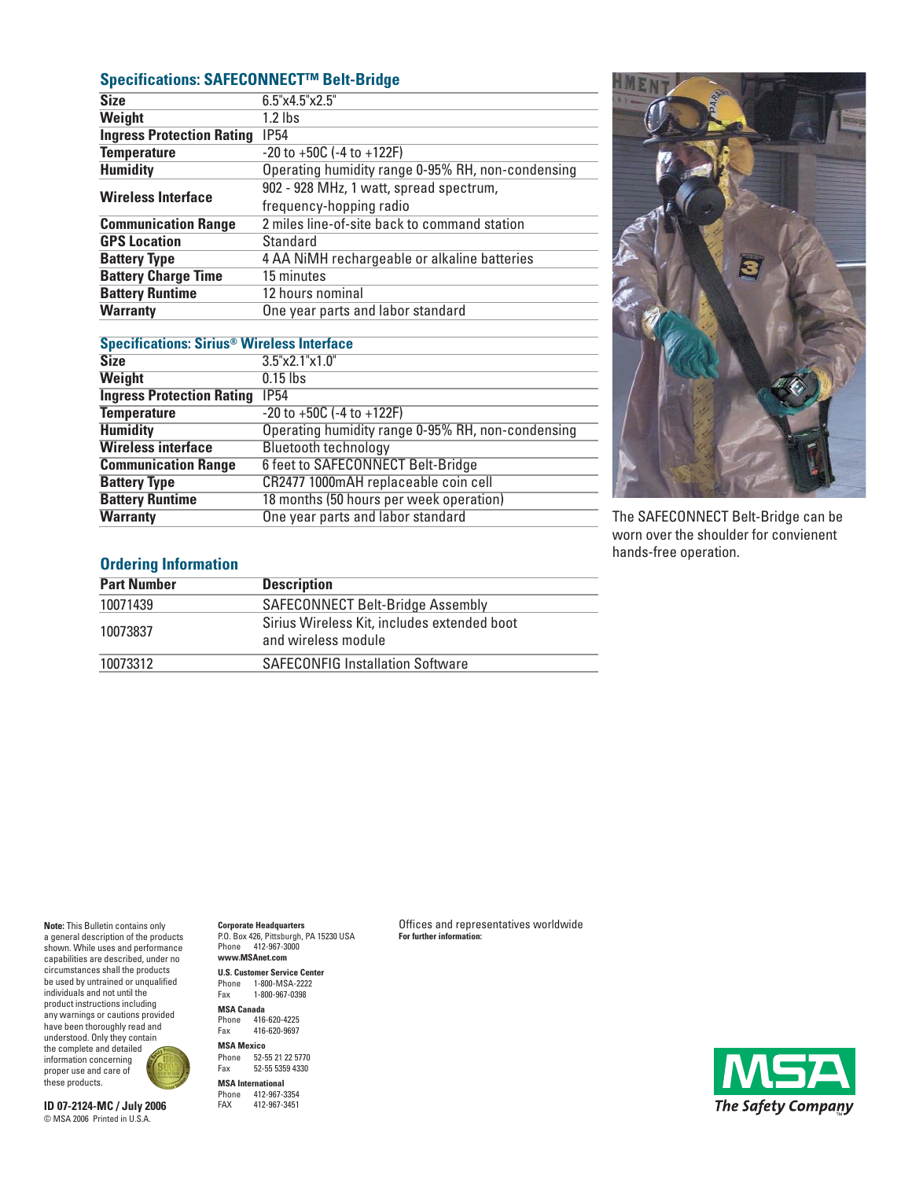## Specifications: SAFECONNECT™ Belt-Bridge

| | |
|---|---|
| **Size** | 6.5"x4.5"x2.5" |
| **Weight** | 1.2 lbs |
| **Ingress Protection Rating** | IP54 |
| **Temperature** | -20 to +50C (-4 to +122F) |
| **Humidity** | Operating humidity range 0-95% RH, non-condensing |
| **Wireless Interface** | 902 - 928 MHz, 1 watt, spread spectrum, frequency-hopping radio |
| **Communication Range** | 2 miles line-of-site back to command station |
| **GPS Location** | Standard |
| **Battery Type** | 4 AA NiMH rechargeable or alkaline batteries |
| **Battery Charge Time** | 15 minutes |
| **Battery Runtime** | 12 hours nominal |
| **Warranty** | One year parts and labor standard |

## Specifications: Sirius® Wireless Interface

| | |
|---|---|
| **Size** | 3.5"x2.1"x1.0" |
| **Weight** | 0.15 lbs |
| **Ingress Protection Rating** | IP54 |
| **Temperature** | -20 to +50C (-4 to +122F) |
| **Humidity** | Operating humidity range 0-95% RH, non-condensing |
| **Wireless interface** | Bluetooth technology |
| **Communication Range** | 6 feet to SAFECONNECT Belt-Bridge |
| **Battery Type** | CR2477 1000mAH replaceable coin cell |
| **Battery Runtime** | 18 months (50 hours per week operation) |
| **Warranty** | One year parts and labor standard |

The SAFECONNECT Belt-Bridge can be worn over the shoulder for convienent hands-free operation.

## Ordering Information

| Part Number | Description |
|---|---|
| 10071439 | SAFECONNECT Belt-Bridge Assembly |
| 10073837 | Sirius Wireless Kit, includes extended boot and wireless module |
| 10073312 | SAFECONFIG Installation Software |

**Note:** This Bulletin contains only a general description of the products shown. While uses and performance capabilities are described, under no circumstances shall the products be used by untrained or unqualified individuals and not until the product instructions including any warnings or cautions provided have been thoroughly read and understood. Only they contain the complete and detailed information concerning proper use and care of these products.

**ID 07-2124-MC / July 2006**
© MSA 2006 Printed in U.S.A.

**Corporate Headquarters**
P.O. Box 426, Pittsburgh, PA 15230 USA
Phone 412-967-3000
**www.MSAnet.com**

**U.S. Customer Service Center**
Phone 1-800-MSA-2222
Fax 1-800-967-0398

**MSA Canada**
Phone 416-620-4225
Fax 416-620-9697

**MSA Mexico**
Phone 52-55 21 22 5770
Fax 52-55 5359 4330

**MSA International**
Phone 412-967-3354
FAX 412-967-3451

Offices and representatives worldwide
**For further information:**

MSA
*The Safety Company*